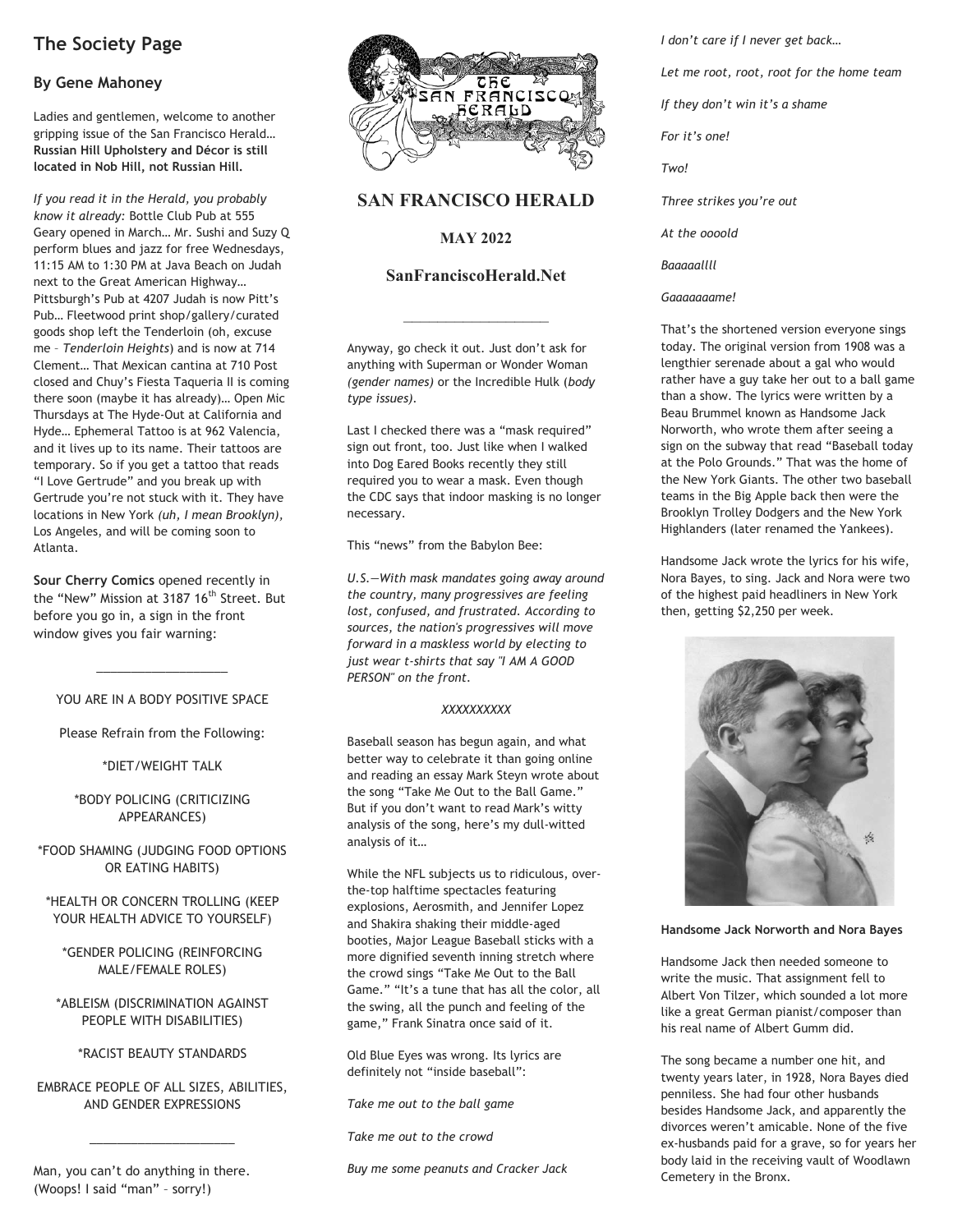## **The Society Page**

## **By Gene Mahoney**

Ladies and gentlemen, welcome to another gripping issue of the San Francisco Herald… **Russian Hill Upholstery and Décor is still located in Nob Hill, not Russian Hill.**

*If you read it in the Herald, you probably know it already:* Bottle Club Pub at 555 Geary opened in March… Mr. Sushi and Suzy Q perform blues and jazz for free Wednesdays, 11:15 AM to 1:30 PM at Java Beach on Judah next to the Great American Highway… Pittsburgh's Pub at 4207 Judah is now Pitt's Pub… Fleetwood print shop/gallery/curated goods shop left the Tenderloin (oh, excuse me – *Tenderloin Heights*) and is now at 714 Clement… That Mexican cantina at 710 Post closed and Chuy's Fiesta Taqueria II is coming there soon (maybe it has already)… Open Mic Thursdays at The Hyde-Out at California and Hyde… Ephemeral Tattoo is at 962 Valencia, and it lives up to its name. Their tattoos are temporary. So if you get a tattoo that reads "I Love Gertrude" and you break up with Gertrude you're not stuck with it. They have locations in New York *(uh, I mean Brooklyn),* Los Angeles, and will be coming soon to Atlanta.

**Sour Cherry Comics** opened recently in the "New" Mission at 3187 16<sup>th</sup> Street. But before you go in, a sign in the front window gives you fair warning:

### YOU ARE IN A BODY POSITIVE SPACE

 $\overline{\phantom{a}}$  , where  $\overline{\phantom{a}}$  , where  $\overline{\phantom{a}}$ 

Please Refrain from the Following:

\*DIET/WEIGHT TALK

#### \*BODY POLICING (CRITICIZING APPEARANCES)

\*FOOD SHAMING (JUDGING FOOD OPTIONS OR EATING HABITS)

\*HEALTH OR CONCERN TROLLING (KEEP YOUR HEALTH ADVICE TO YOURSELF)

\*GENDER POLICING (REINFORCING MALE/FEMALE ROLES)

\*ABLEISM (DISCRIMINATION AGAINST PEOPLE WITH DISABILITIES)

\*RACIST BEAUTY STANDARDS

EMBRACE PEOPLE OF ALL SIZES, ABILITIES, AND GENDER EXPRESSIONS

 $\overline{\phantom{a}}$  , where  $\overline{\phantom{a}}$  , where  $\overline{\phantom{a}}$  , where  $\overline{\phantom{a}}$ 

Man, you can't do anything in there. (Woops! I said "man" – sorry!)



## **SAN FRANCISCO HERALD**

### **MAY 2022**

### **SanFranciscoHerald.Net**

Anyway, go check it out. Just don't ask for anything with Superman or Wonder Woman *(gender names)* or the Incredible Hulk (*body type issues).* 

Last I checked there was a "mask required" sign out front, too. Just like when I walked into Dog Eared Books recently they still required you to wear a mask. Even though the CDC says that indoor masking is no longer necessary.

This "news" from the Babylon Bee:

*U.S.—With mask mandates going away around the country, many progressives are feeling lost, confused, and frustrated. According to sources, the nation's progressives will move forward in a maskless world by electing to just wear t-shirts that say "I AM A GOOD PERSON" on the front.* 

#### *XXXXXXXXXX*

Baseball season has begun again, and what better way to celebrate it than going online and reading an essay Mark Steyn wrote about the song "Take Me Out to the Ball Game." But if you don't want to read Mark's witty analysis of the song, here's my dull-witted analysis of it…

While the NFL subjects us to ridiculous, overthe-top halftime spectacles featuring explosions, Aerosmith, and Jennifer Lopez and Shakira shaking their middle-aged booties, Major League Baseball sticks with a more dignified seventh inning stretch where the crowd sings "Take Me Out to the Ball Game." "It's a tune that has all the color, all the swing, all the punch and feeling of the game," Frank Sinatra once said of it.

Old Blue Eyes was wrong. Its lyrics are definitely not "inside baseball":

*Take me out to the ball game* 

*Take me out to the crowd* 

*Buy me some peanuts and Cracker Jack* 

*I don't care if I never get back…* 

*Let me root, root, root for the home team* 

- *If they don't win it's a shame*
- *For it's one!*

*Two!* 

*Three strikes you're out* 

*At the oooold* 

*Baaaaallll* 

*Gaaaaaaame!* 

That's the shortened version everyone sings today. The original version from 1908 was a lengthier serenade about a gal who would rather have a guy take her out to a ball game than a show. The lyrics were written by a Beau Brummel known as Handsome Jack Norworth, who wrote them after seeing a sign on the subway that read "Baseball today at the Polo Grounds." That was the home of the New York Giants. The other two baseball teams in the Big Apple back then were the Brooklyn Trolley Dodgers and the New York Highlanders (later renamed the Yankees).

Handsome Jack wrote the lyrics for his wife, Nora Bayes, to sing. Jack and Nora were two of the highest paid headliners in New York then, getting \$2,250 per week.



#### **Handsome Jack Norworth and Nora Bayes**

Handsome Jack then needed someone to write the music. That assignment fell to Albert Von Tilzer, which sounded a lot more like a great German pianist/composer than his real name of Albert Gumm did.

The song became a number one hit, and twenty years later, in 1928, Nora Bayes died penniless. She had four other husbands besides Handsome Jack, and apparently the divorces weren't amicable. None of the five ex-husbands paid for a grave, so for years her body laid in the receiving vault of Woodlawn Cemetery in the Bronx.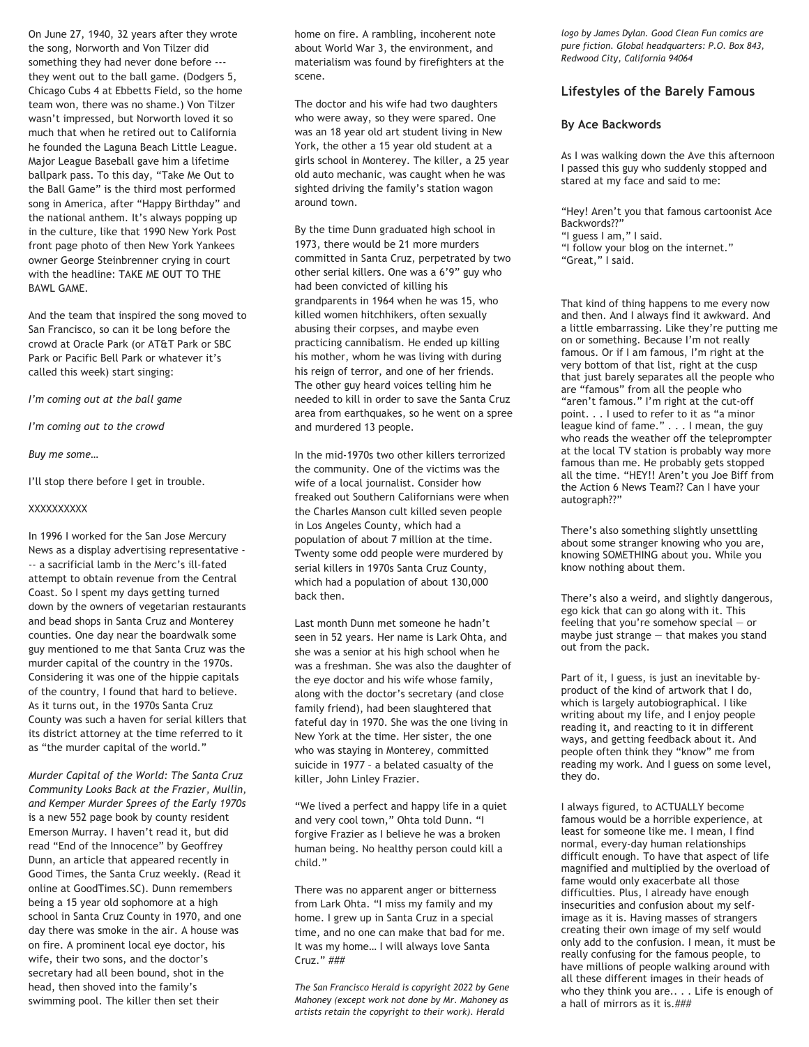On June 27, 1940, 32 years after they wrote the song, Norworth and Von Tilzer did something they had never done before -- they went out to the ball game. (Dodgers 5, Chicago Cubs 4 at Ebbetts Field, so the home team won, there was no shame.) Von Tilzer wasn't impressed, but Norworth loved it so much that when he retired out to California he founded the Laguna Beach Little League. Major League Baseball gave him a lifetime ballpark pass. To this day, "Take Me Out to the Ball Game" is the third most performed song in America, after "Happy Birthday" and the national anthem. It's always popping up in the culture, like that 1990 New York Post front page photo of then New York Yankees owner George Steinbrenner crying in court with the headline: TAKE ME OUT TO THE BAWL GAME.

And the team that inspired the song moved to San Francisco, so can it be long before the crowd at Oracle Park (or AT&T Park or SBC Park or Pacific Bell Park or whatever it's called this week) start singing:

*I'm coming out at the ball game* 

*I'm coming out to the crowd* 

#### *Buy me some…*

I'll stop there before I get in trouble.

#### **XXXXXXXXX**

In 1996 I worked for the San Jose Mercury News as a display advertising representative - -- a sacrificial lamb in the Merc's ill-fated attempt to obtain revenue from the Central Coast. So I spent my days getting turned down by the owners of vegetarian restaurants and bead shops in Santa Cruz and Monterey counties. One day near the boardwalk some guy mentioned to me that Santa Cruz was the murder capital of the country in the 1970s. Considering it was one of the hippie capitals of the country, I found that hard to believe. As it turns out, in the 1970s Santa Cruz County was such a haven for serial killers that its district attorney at the time referred to it as "the murder capital of the world."

*Murder Capital of the World: The Santa Cruz Community Looks Back at the Frazier, Mullin, and Kemper Murder Sprees of the Early 1970s* is a new 552 page book by county resident Emerson Murray. I haven't read it, but did read "End of the Innocence" by Geoffrey Dunn, an article that appeared recently in Good Times, the Santa Cruz weekly. (Read it online at GoodTimes.SC). Dunn remembers being a 15 year old sophomore at a high school in Santa Cruz County in 1970, and one day there was smoke in the air. A house was on fire. A prominent local eye doctor, his wife, their two sons, and the doctor's secretary had all been bound, shot in the head, then shoved into the family's swimming pool. The killer then set their

home on fire. A rambling, incoherent note about World War 3, the environment, and materialism was found by firefighters at the scene.

The doctor and his wife had two daughters who were away, so they were spared. One was an 18 year old art student living in New York, the other a 15 year old student at a girls school in Monterey. The killer, a 25 year old auto mechanic, was caught when he was sighted driving the family's station wagon around town.

By the time Dunn graduated high school in 1973, there would be 21 more murders committed in Santa Cruz, perpetrated by two other serial killers. One was a 6'9" guy who had been convicted of killing his grandparents in 1964 when he was 15, who killed women hitchhikers, often sexually abusing their corpses, and maybe even practicing cannibalism. He ended up killing his mother, whom he was living with during his reign of terror, and one of her friends. The other guy heard voices telling him he needed to kill in order to save the Santa Cruz area from earthquakes, so he went on a spree and murdered 13 people.

In the mid-1970s two other killers terrorized the community. One of the victims was the wife of a local journalist. Consider how freaked out Southern Californians were when the Charles Manson cult killed seven people in Los Angeles County, which had a population of about 7 million at the time. Twenty some odd people were murdered by serial killers in 1970s Santa Cruz County, which had a population of about 130,000 back then.

Last month Dunn met someone he hadn't seen in 52 years. Her name is Lark Ohta, and she was a senior at his high school when he was a freshman. She was also the daughter of the eye doctor and his wife whose family, along with the doctor's secretary (and close family friend), had been slaughtered that fateful day in 1970. She was the one living in New York at the time. Her sister, the one who was staying in Monterey, committed suicide in 1977 – a belated casualty of the killer, John Linley Frazier.

"We lived a perfect and happy life in a quiet and very cool town," Ohta told Dunn. "I forgive Frazier as I believe he was a broken human being. No healthy person could kill a child."

There was no apparent anger or bitterness from Lark Ohta. "I miss my family and my home. I grew up in Santa Cruz in a special time, and no one can make that bad for me. It was my home… I will always love Santa Cruz." ###

*The San Francisco Herald is copyright 2022 by Gene Mahoney (except work not done by Mr. Mahoney as artists retain the copyright to their work). Herald* 

*logo by James Dylan. Good Clean Fun comics are pure fiction. Global headquarters: P.O. Box 843, Redwood City, California 94064* 

### **Lifestyles of the Barely Famous**

#### **By Ace Backwords**

As I was walking down the Ave this afternoon I passed this guy who suddenly stopped and stared at my face and said to me:

"Hey! Aren't you that famous cartoonist Ace Backwords??" "I guess I am," I said. "I follow your blog on the internet." "Great," I said.

That kind of thing happens to me every now and then. And I always find it awkward. And a little embarrassing. Like they're putting me on or something. Because I'm not really famous. Or if I am famous, I'm right at the very bottom of that list, right at the cusp that just barely separates all the people who are "famous" from all the people who "aren't famous." I'm right at the cut-off point. . . I used to refer to it as "a minor league kind of fame." . . . I mean, the guy who reads the weather off the teleprompter at the local TV station is probably way more famous than me. He probably gets stopped all the time. "HEY!! Aren't you Joe Biff from the Action 6 News Team?? Can I have your autograph??"

There's also something slightly unsettling about some stranger knowing who you are, knowing SOMETHING about you. While you know nothing about them.

There's also a weird, and slightly dangerous, ego kick that can go along with it. This feeling that you're somehow special — or maybe just strange — that makes you stand out from the pack.

Part of it, I guess, is just an inevitable byproduct of the kind of artwork that I do, which is largely autobiographical. I like writing about my life, and I enjoy people reading it, and reacting to it in different ways, and getting feedback about it. And people often think they "know" me from reading my work. And I guess on some level, they do.

I always figured, to ACTUALLY become famous would be a horrible experience, at least for someone like me. I mean, I find normal, every-day human relationships difficult enough. To have that aspect of life magnified and multiplied by the overload of fame would only exacerbate all those difficulties. Plus, I already have enough insecurities and confusion about my selfimage as it is. Having masses of strangers creating their own image of my self would only add to the confusion. I mean, it must be really confusing for the famous people, to have millions of people walking around with all these different images in their heads of who they think you are.. . . Life is enough of a hall of mirrors as it is.###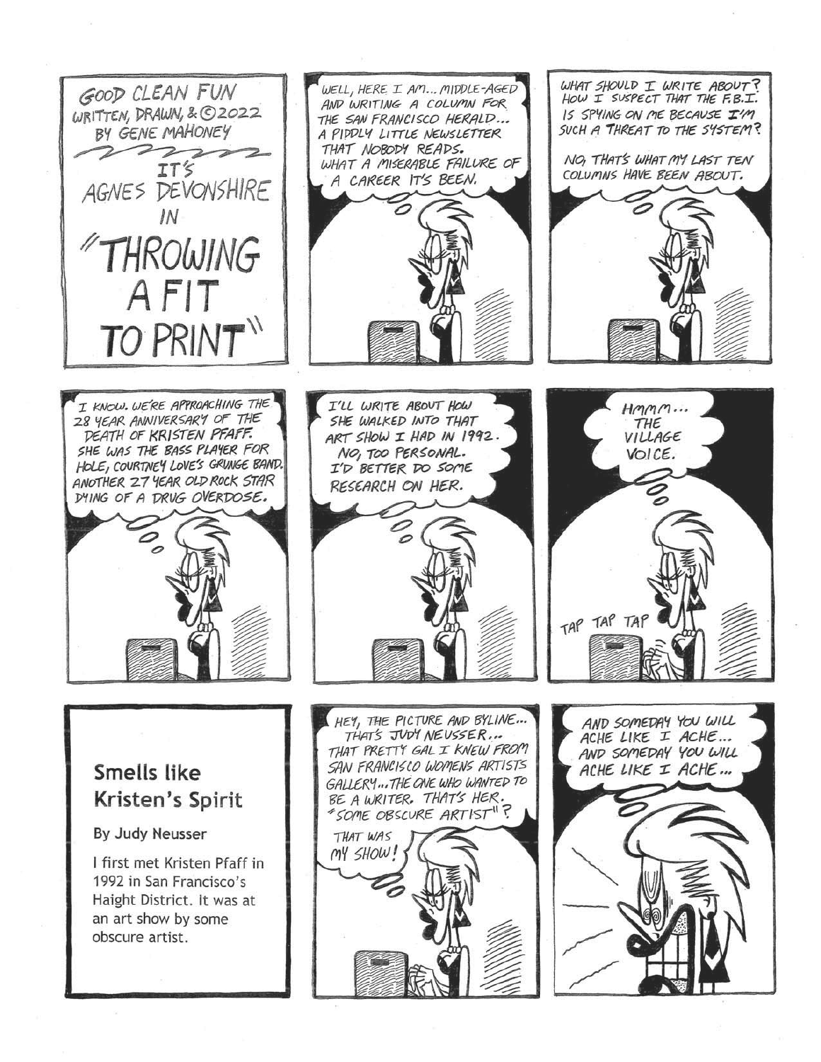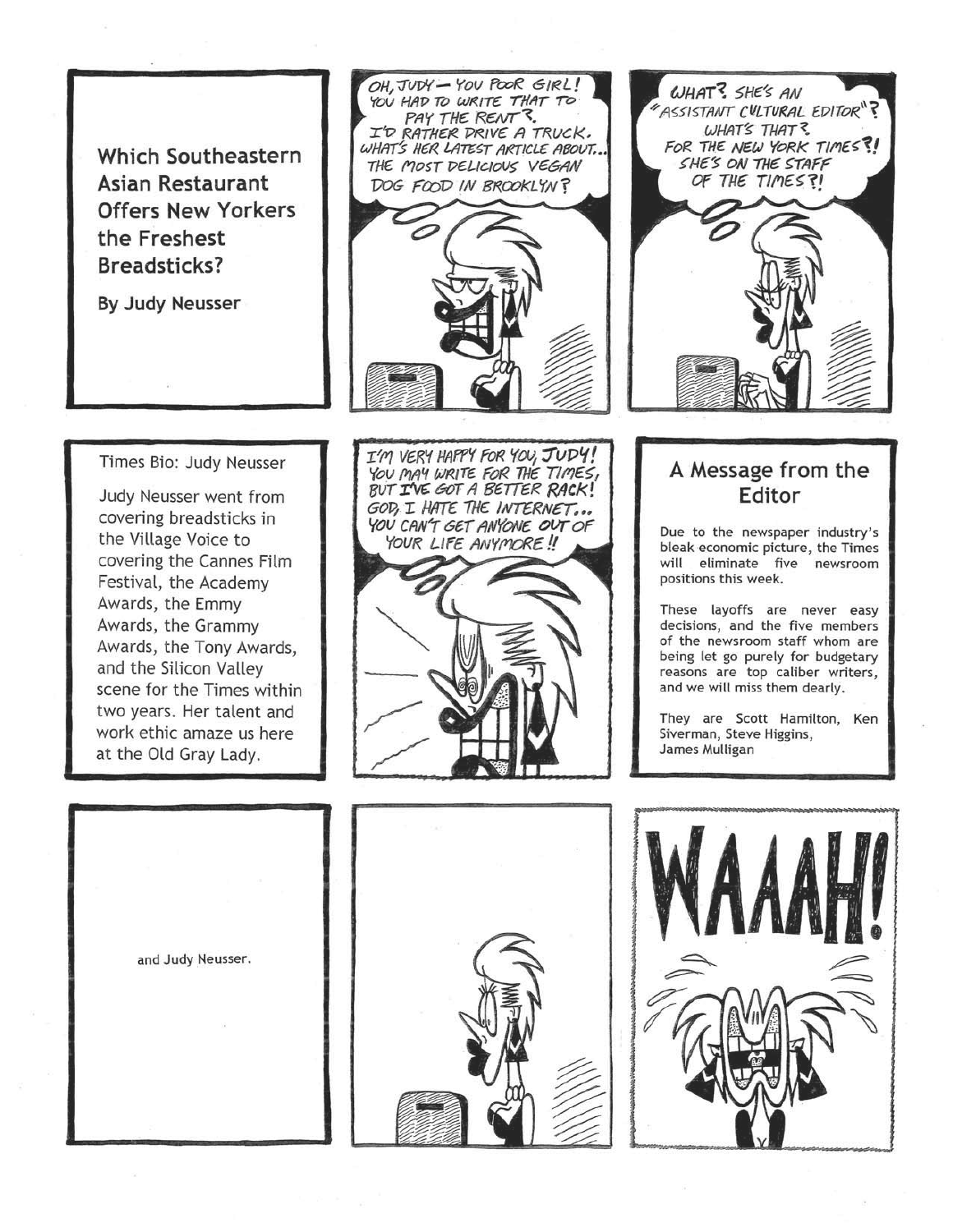Which Southeastern **Asian Restaurant Offers New Yorkers** the Freshest Breadsticks?

**By Judy Neusser** 

YOU HAD TO WRITE THAT TO PAY THE RENT ?. I'D RATHER DRIVE A TRUCK. WHAT'S HER LATEST ARTICLE ABOUT. THE MOST DELICIOUS VEGAN DOG FOOD IN BROOKLYN?

OH. JUDY - YOU POOR GIRL!





## Times Bio: Judy Neusser

Judy Neusser went from covering breadsticks in the Village Voice to covering the Cannes Film Festival, the Academy Awards, the Emmy Awards, the Grammy Awards, the Tony Awards, and the Silicon Valley scene for the Times within two years. Her talent and work ethic amaze us here at the Old Gray Lady.

I'M VERY HAPPY FOR YOU, JUDY! YOU MAY WRITE FOR THE TIMES, BUT I'VE GOT A BETTER RACK! GOD, I HATE THE INTERNET... YOU CAN'T GET ANYONE OUT OF YOUR LIFE ANYMORE!



## A Message from the Editor

Due to the newspaper industry's bleak economic picture, the Times will eliminate five newsroom positions this week.

These layoffs are never easy decisions, and the five members of the newsroom staff whom are being let go purely for budgetary reasons are top caliber writers, and we will miss them dearly.

They are Scott Hamilton, Ken Siverman, Steve Higgins, James Mulligan